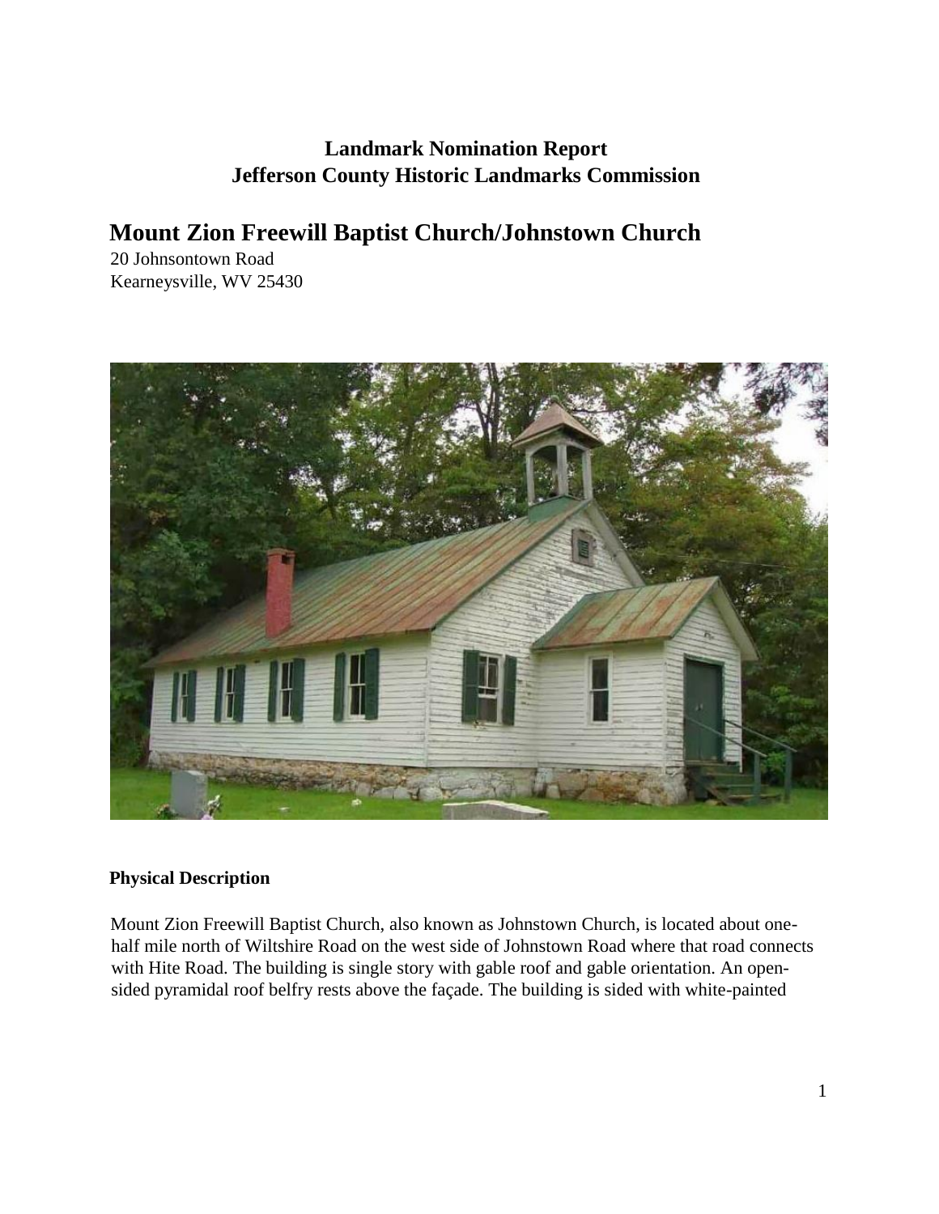**Landmark Nomination Report**
**Jefferson County Historic Landmarks Commission**

# Mount Zion Freewill Baptist Church/Johnstown Church

20 Johnsontown Road
Kearneysville, WV 25430

**Physical Description**

Mount Zion Freewill Baptist Church, also known as Johnstown Church, is located about one-half mile north of Wiltshire Road on the west side of Johnstown Road where that road connects with Hite Road. The building is single story with gable roof and gable orientation. An open-sided pyramidal roof belfry rests above the façade. The building is sided with white-painted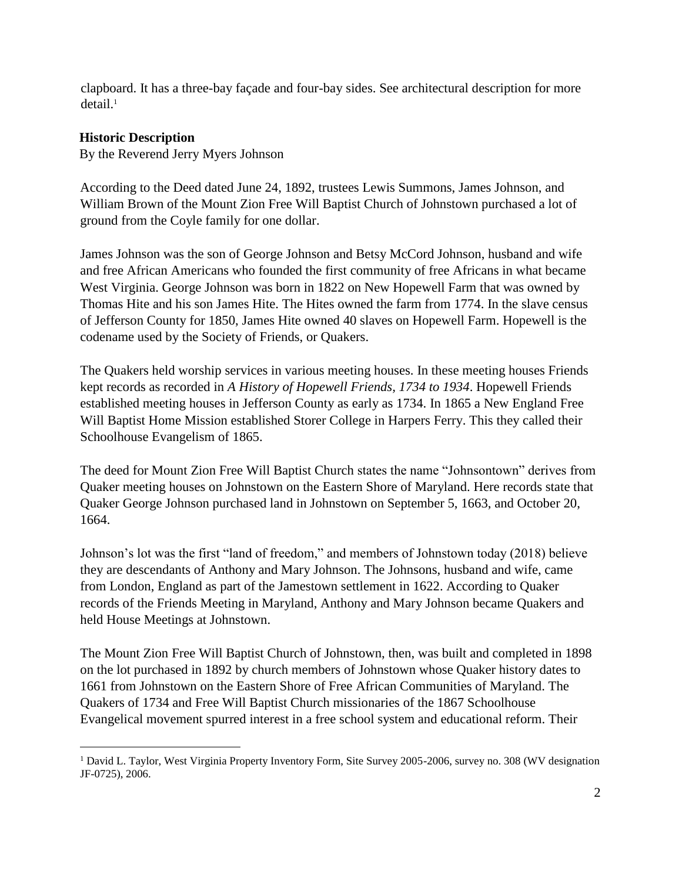clapboard. It has a three-bay façade and four-bay sides. See architectural description for more detail.[1]

### Historic Description

By the Reverend Jerry Myers Johnson

According to the Deed dated June 24, 1892, trustees Lewis Summons, James Johnson, and William Brown of the Mount Zion Free Will Baptist Church of Johnstown purchased a lot of ground from the Coyle family for one dollar.

James Johnson was the son of George Johnson and Betsy McCord Johnson, husband and wife and free African Americans who founded the first community of free Africans in what became West Virginia. George Johnson was born in 1822 on New Hopewell Farm that was owned by Thomas Hite and his son James Hite. The Hites owned the farm from 1774. In the slave census of Jefferson County for 1850, James Hite owned 40 slaves on Hopewell Farm. Hopewell is the codename used by the Society of Friends, or Quakers.

The Quakers held worship services in various meeting houses. In these meeting houses Friends kept records as recorded in *A History of Hopewell Friends, 1734 to 1934*. Hopewell Friends established meeting houses in Jefferson County as early as 1734. In 1865 a New England Free Will Baptist Home Mission established Storer College in Harpers Ferry. This they called their Schoolhouse Evangelism of 1865.

The deed for Mount Zion Free Will Baptist Church states the name "Johnsontown" derives from Quaker meeting houses on Johnstown on the Eastern Shore of Maryland. Here records state that Quaker George Johnson purchased land in Johnstown on September 5, 1663, and October 20, 1664.

Johnson's lot was the first "land of freedom," and members of Johnstown today (2018) believe they are descendants of Anthony and Mary Johnson. The Johnsons, husband and wife, came from London, England as part of the Jamestown settlement in 1622. According to Quaker records of the Friends Meeting in Maryland, Anthony and Mary Johnson became Quakers and held House Meetings at Johnstown.

The Mount Zion Free Will Baptist Church of Johnstown, then, was built and completed in 1898 on the lot purchased in 1892 by church members of Johnstown whose Quaker history dates to 1661 from Johnstown on the Eastern Shore of Free African Communities of Maryland. The Quakers of 1734 and Free Will Baptist Church missionaries of the 1867 Schoolhouse Evangelical movement spurred interest in a free school system and educational reform. Their

---

[1] David L. Taylor, West Virginia Property Inventory Form, Site Survey 2005-2006, survey no. 308 (WV designation JF-0725), 2006.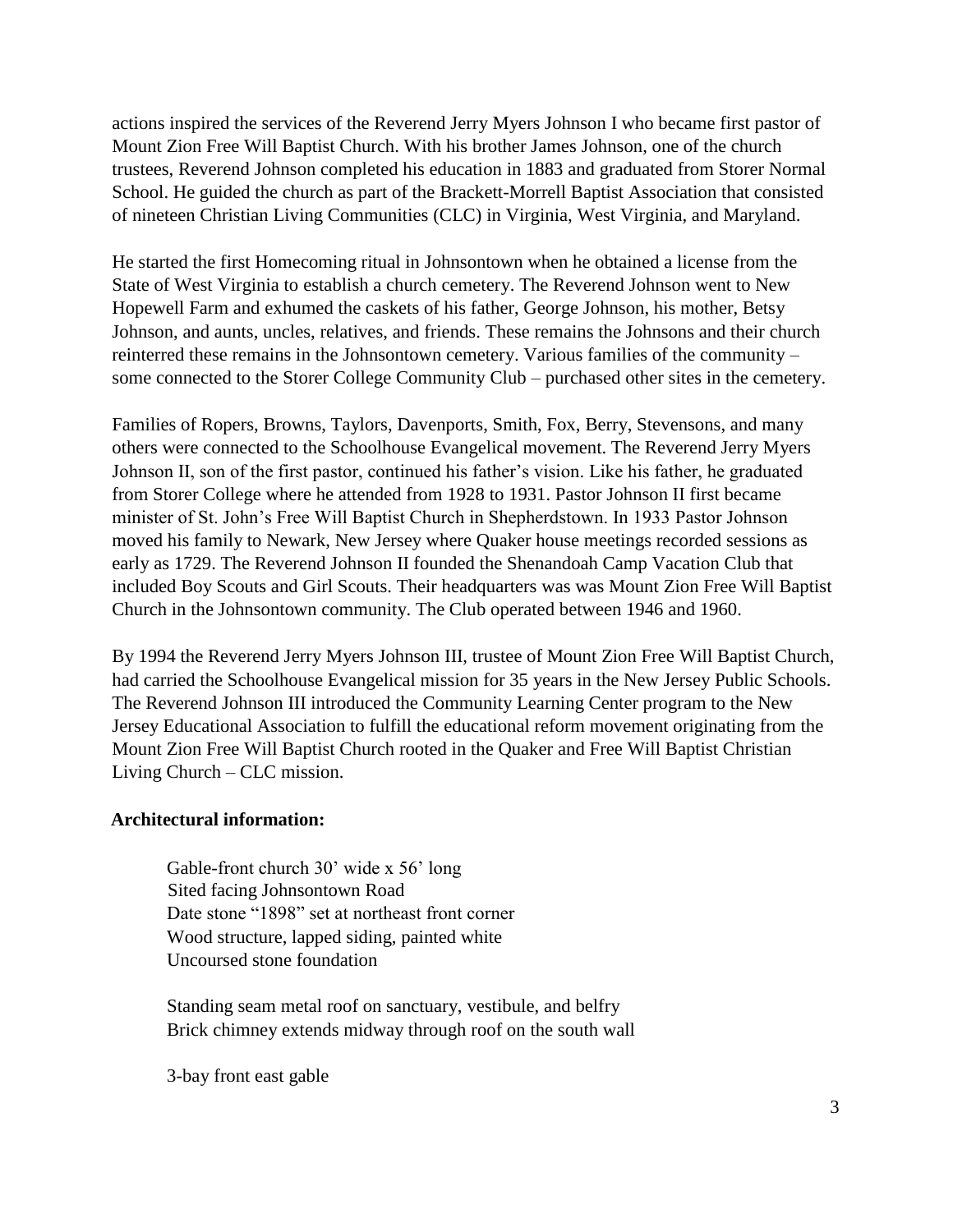actions inspired the services of the Reverend Jerry Myers Johnson I who became first pastor of Mount Zion Free Will Baptist Church. With his brother James Johnson, one of the church trustees, Reverend Johnson completed his education in 1883 and graduated from Storer Normal School. He guided the church as part of the Brackett-Morrell Baptist Association that consisted of nineteen Christian Living Communities (CLC) in Virginia, West Virginia, and Maryland.

He started the first Homecoming ritual in Johnsontown when he obtained a license from the State of West Virginia to establish a church cemetery. The Reverend Johnson went to New Hopewell Farm and exhumed the caskets of his father, George Johnson, his mother, Betsy Johnson, and aunts, uncles, relatives, and friends. These remains the Johnsons and their church reinterred these remains in the Johnsontown cemetery. Various families of the community – some connected to the Storer College Community Club – purchased other sites in the cemetery.

Families of Ropers, Browns, Taylors, Davenports, Smith, Fox, Berry, Stevensons, and many others were connected to the Schoolhouse Evangelical movement. The Reverend Jerry Myers Johnson II, son of the first pastor, continued his father's vision. Like his father, he graduated from Storer College where he attended from 1928 to 1931. Pastor Johnson II first became minister of St. John's Free Will Baptist Church in Shepherdstown. In 1933 Pastor Johnson moved his family to Newark, New Jersey where Quaker house meetings recorded sessions as early as 1729. The Reverend Johnson II founded the Shenandoah Camp Vacation Club that included Boy Scouts and Girl Scouts. Their headquarters was was Mount Zion Free Will Baptist Church in the Johnsontown community. The Club operated between 1946 and 1960.

By 1994 the Reverend Jerry Myers Johnson III, trustee of Mount Zion Free Will Baptist Church, had carried the Schoolhouse Evangelical mission for 35 years in the New Jersey Public Schools. The Reverend Johnson III introduced the Community Learning Center program to the New Jersey Educational Association to fulfill the educational reform movement originating from the Mount Zion Free Will Baptist Church rooted in the Quaker and Free Will Baptist Christian Living Church – CLC mission.

**Architectural information:**

Gable-front church 30' wide x 56' long
Sited facing Johnsontown Road
Date stone "1898" set at northeast front corner
Wood structure, lapped siding, painted white
Uncoursed stone foundation

Standing seam metal roof on sanctuary, vestibule, and belfry
Brick chimney extends midway through roof on the south wall

3-bay front east gable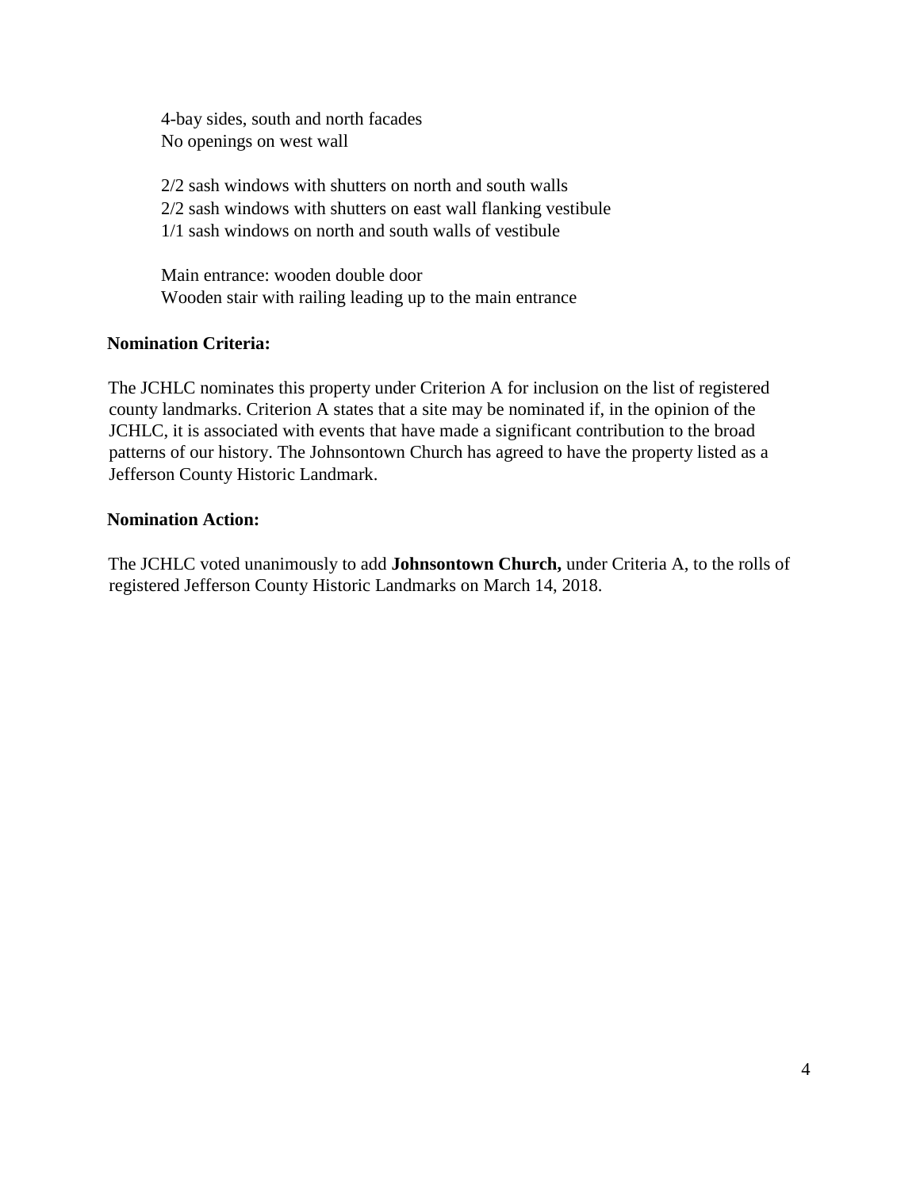4-bay sides, south and north facades
No openings on west wall

2/2 sash windows with shutters on north and south walls
2/2 sash windows with shutters on east wall flanking vestibule
1/1 sash windows on north and south walls of vestibule

Main entrance: wooden double door
Wooden stair with railing leading up to the main entrance

**Nomination Criteria:**

The JCHLC nominates this property under Criterion A for inclusion on the list of registered county landmarks. Criterion A states that a site may be nominated if, in the opinion of the JCHLC, it is associated with events that have made a significant contribution to the broad patterns of our history. The Johnsontown Church has agreed to have the property listed as a Jefferson County Historic Landmark.

**Nomination Action:**

The JCHLC voted unanimously to add **Johnsontown Church,** under Criteria A, to the rolls of registered Jefferson County Historic Landmarks on March 14, 2018.